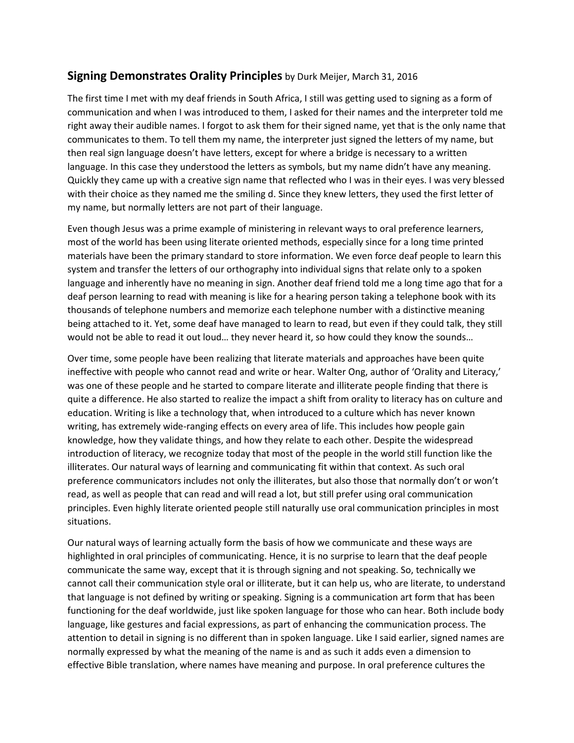## **Signing Demonstrates Orality Principles** by Durk Meijer, March 31, 2016

The first time I met with my deaf friends in South Africa, I still was getting used to signing as a form of communication and when I was introduced to them, I asked for their names and the interpreter told me right away their audible names. I forgot to ask them for their signed name, yet that is the only name that communicates to them. To tell them my name, the interpreter just signed the letters of my name, but then real sign language doesn't have letters, except for where a bridge is necessary to a written language. In this case they understood the letters as symbols, but my name didn't have any meaning. Quickly they came up with a creative sign name that reflected who I was in their eyes. I was very blessed with their choice as they named me the smiling d. Since they knew letters, they used the first letter of my name, but normally letters are not part of their language.

Even though Jesus was a prime example of ministering in relevant ways to oral preference learners, most of the world has been using literate oriented methods, especially since for a long time printed materials have been the primary standard to store information. We even force deaf people to learn this system and transfer the letters of our orthography into individual signs that relate only to a spoken language and inherently have no meaning in sign. Another deaf friend told me a long time ago that for a deaf person learning to read with meaning is like for a hearing person taking a telephone book with its thousands of telephone numbers and memorize each telephone number with a distinctive meaning being attached to it. Yet, some deaf have managed to learn to read, but even if they could talk, they still would not be able to read it out loud… they never heard it, so how could they know the sounds…

Over time, some people have been realizing that literate materials and approaches have been quite ineffective with people who cannot read and write or hear. Walter Ong, author of 'Orality and Literacy,' was one of these people and he started to compare literate and illiterate people finding that there is quite a difference. He also started to realize the impact a shift from orality to literacy has on culture and education. Writing is like a technology that, when introduced to a culture which has never known writing, has extremely wide-ranging effects on every area of life. This includes how people gain knowledge, how they validate things, and how they relate to each other. Despite the widespread introduction of literacy, we recognize today that most of the people in the world still function like the illiterates. Our natural ways of learning and communicating fit within that context. As such oral preference communicators includes not only the illiterates, but also those that normally don't or won't read, as well as people that can read and will read a lot, but still prefer using oral communication principles. Even highly literate oriented people still naturally use oral communication principles in most situations.

Our natural ways of learning actually form the basis of how we communicate and these ways are highlighted in oral principles of communicating. Hence, it is no surprise to learn that the deaf people communicate the same way, except that it is through signing and not speaking. So, technically we cannot call their communication style oral or illiterate, but it can help us, who are literate, to understand that language is not defined by writing or speaking. Signing is a communication art form that has been functioning for the deaf worldwide, just like spoken language for those who can hear. Both include body language, like gestures and facial expressions, as part of enhancing the communication process. The attention to detail in signing is no different than in spoken language. Like I said earlier, signed names are normally expressed by what the meaning of the name is and as such it adds even a dimension to effective Bible translation, where names have meaning and purpose. In oral preference cultures the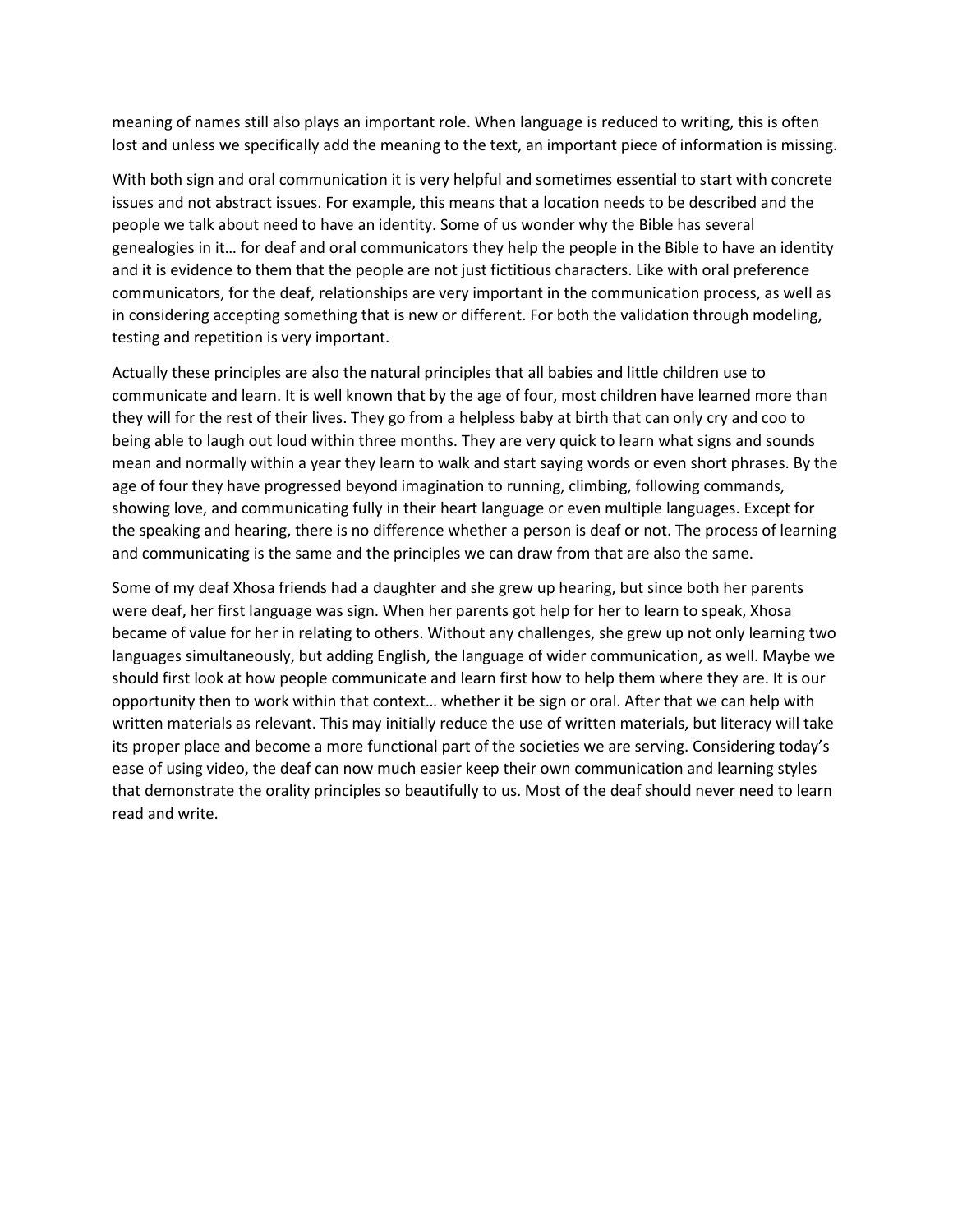meaning of names still also plays an important role. When language is reduced to writing, this is often lost and unless we specifically add the meaning to the text, an important piece of information is missing.

With both sign and oral communication it is very helpful and sometimes essential to start with concrete issues and not abstract issues. For example, this means that a location needs to be described and the people we talk about need to have an identity. Some of us wonder why the Bible has several genealogies in it… for deaf and oral communicators they help the people in the Bible to have an identity and it is evidence to them that the people are not just fictitious characters. Like with oral preference communicators, for the deaf, relationships are very important in the communication process, as well as in considering accepting something that is new or different. For both the validation through modeling, testing and repetition is very important.

Actually these principles are also the natural principles that all babies and little children use to communicate and learn. It is well known that by the age of four, most children have learned more than they will for the rest of their lives. They go from a helpless baby at birth that can only cry and coo to being able to laugh out loud within three months. They are very quick to learn what signs and sounds mean and normally within a year they learn to walk and start saying words or even short phrases. By the age of four they have progressed beyond imagination to running, climbing, following commands, showing love, and communicating fully in their heart language or even multiple languages. Except for the speaking and hearing, there is no difference whether a person is deaf or not. The process of learning and communicating is the same and the principles we can draw from that are also the same.

Some of my deaf Xhosa friends had a daughter and she grew up hearing, but since both her parents were deaf, her first language was sign. When her parents got help for her to learn to speak, Xhosa became of value for her in relating to others. Without any challenges, she grew up not only learning two languages simultaneously, but adding English, the language of wider communication, as well. Maybe we should first look at how people communicate and learn first how to help them where they are. It is our opportunity then to work within that context… whether it be sign or oral. After that we can help with written materials as relevant. This may initially reduce the use of written materials, but literacy will take its proper place and become a more functional part of the societies we are serving. Considering today's ease of using video, the deaf can now much easier keep their own communication and learning styles that demonstrate the orality principles so beautifully to us. Most of the deaf should never need to learn read and write.